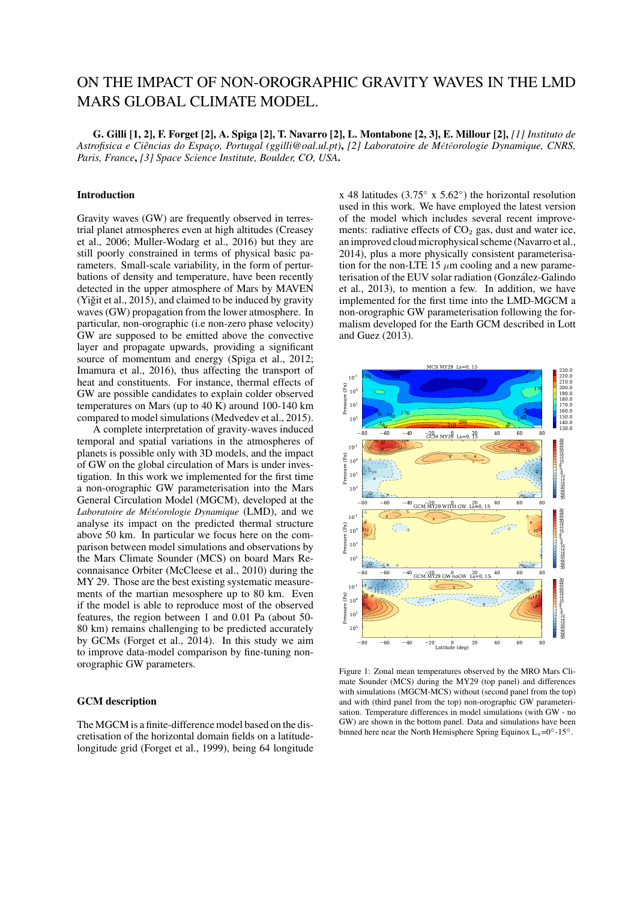# ON THE IMPACT OF NON-OROGRAPHIC GRAVITY WAVES IN THE LMD MARS GLOBAL CLIMATE MODEL.

**G. Gilli [1, 2], F. Forget [2], A. Spiga [2], T. Navarro [2], L. Montabone [2, 3], E. Millour [2],** *[1] Instituto de Astrofisica e Ciências do Espaço, Portugal (ggilli@oal.ul.pt)*, *[2] Laboratoire de Météorologie Dynamique, CNRS, Paris, France*, *[3] Space Science Institute, Boulder, CO, USA*.

## Introduction

Gravity waves (GW) are frequently observed in terrestrial planet atmospheres even at high altitudes (Creasey et al., 2006; Muller-Wodarg et al., 2016) but they are still poorly constrained in terms of physical basic parameters. Small-scale variability, in the form of perturbations of density and temperature, have been recently detected in the upper atmosphere of Mars by MAVEN (Yiğit et al., 2015), and claimed to be induced by gravity waves (GW) propagation from the lower atmosphere. In particular, non-orographic (i.e non-zero phase velocity) GW are supposed to be emitted above the convective layer and propagate upwards, providing a significant source of momentum and energy (Spiga et al., 2012; Imamura et al., 2016), thus affecting the transport of heat and constituents. For instance, thermal effects of GW are possible candidates to explain colder observed temperatures on Mars (up to 40 K) around 100-140 km compared to model simulations (Medvedev et al., 2015).

A complete interpretation of gravity-waves induced temporal and spatial variations in the atmospheres of planets is possible only with 3D models, and the impact of GW on the global circulation of Mars is under investigation. In this work we implemented for the first time a non-orographic GW parameterisation into the Mars General Circulation Model (MGCM), developed at the *Laboratoire de Météorologie Dynamique* (LMD), and we analyse its impact on the predicted thermal structure above 50 km. In particular we focus here on the comparison between model simulations and observations by the Mars Climate Sounder (MCS) on board Mars Reconnaisance Orbiter (McCleese et al., 2010) during the MY 29. Those are the best existing systematic measurements of the martian mesosphere up to 80 km. Even if the model is able to reproduce most of the observed features, the region between 1 and 0.01 Pa (about 50-80 km) remains challenging to be predicted accurately by GCMs (Forget et al., 2014). In this study we aim to improve data-model comparison by fine-tuning non-orographic GW parameters.

## GCM description

The MGCM is a finite-difference model based on the discretisation of the horizontal domain fields on a latitude-longitude grid (Forget et al., 1999), being 64 longitude x 48 latitudes (3.75° x 5.62°) the horizontal resolution used in this work. We have employed the latest version of the model which includes several recent improvements: radiative effects of $CO_2$ gas, dust and water ice, an improved cloud microphysical scheme (Navarro et al., 2014), plus a more physically consistent parameterisation for the non-LTE 15 $\mu$m cooling and a new parameterisation of the EUV solar radiation (González-Galindo et al., 2013), to mention a few. In addition, we have implemented for the first time into the LMD-MGCM a non-orographic GW parameterisation following the formalism developed for the Earth GCM described in Lott and Guez (2013).

Figure 1: Zonal mean temperatures observed by the MRO Mars Climate Sounder (MCS) during the MY29 (top panel) and differences with simulations (MGCM-MCS) without (second panel from the top) and with (third panel from the top) non-orographic GW parameterisation. Temperature differences in model simulations (with GW - no GW) are shown in the bottom panel. Data and simulations have been binned here near the North Hemisphere Spring Equinox $L_s$=0°-15°.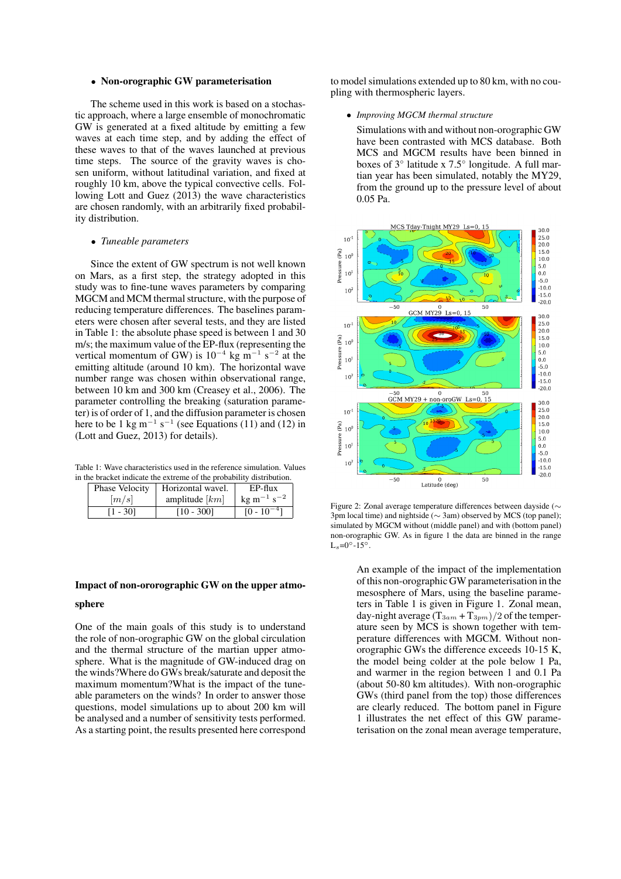- **Non-orographic GW parameterisation**

The scheme used in this work is based on a stochastic approach, where a large ensemble of monochromatic GW is generated at a fixed altitude by emitting a few waves at each time step, and by adding the effect of these waves to that of the waves launched at previous time steps. The source of the gravity waves is chosen uniform, without latitudinal variation, and fixed at roughly 10 km, above the typical convective cells. Following Lott and Guez (2013) the wave characteristics are chosen randomly, with an arbitrarily fixed probability distribution.

- *Tuneable parameters*

Since the extent of GW spectrum is not well known on Mars, as a first step, the strategy adopted in this study was to fine-tune waves parameters by comparing MGCM and MCM thermal structure, with the purpose of reducing temperature differences. The baselines parameters were chosen after several tests, and they are listed in Table 1: the absolute phase speed is between 1 and 30 m/s; the maximum value of the EP-flux (representing the vertical momentum of GW) is $10^{-4}$ kg m$^{-1}$ s$^{-2}$ at the emitting altitude (around 10 km). The horizontal wave number range was chosen within observational range, between 10 km and 300 km (Creasey et al., 2006). The parameter controlling the breaking (saturation parameter) is of order of 1, and the diffusion parameter is chosen here to be 1 kg m$^{-1}$ s$^{-1}$ (see Equations (11) and (12) in (Lott and Guez, 2013) for details).

Table 1: Wave characteristics used in the reference simulation. Values in the bracket indicate the extreme of the probability distribution.

| Phase Velocity $[m/s]$ | Horizontal wavel. amplitude $[km]$ | EP-flux kg m$^{-1}$ s$^{-2}$ |
|---|---|---|
| [1 - 30] | [10 - 300] | [0 - $10^{-4}$] |

## Impact of non-ororographic GW on the upper atmosphere

One of the main goals of this study is to understand the role of non-orographic GW on the global circulation and the thermal structure of the martian upper atmosphere. What is the magnitude of GW-induced drag on the winds?Where do GWs break/saturate and deposit the maximum momentum?What is the impact of the tuneable parameters on the winds? In order to answer those questions, model simulations up to about 200 km will be analysed and a number of sensitivity tests performed. As a starting point, the results presented here correspond to model simulations extended up to 80 km, with no coupling with thermospheric layers.

- *Improving MGCM thermal structure*

Simulations with and without non-orographic GW have been contrasted with MCS database. Both MCS and MGCM results have been binned in boxes of 3° latitude x 7.5° longitude. A full martian year has been simulated, notably the MY29, from the ground up to the pressure level of about 0.05 Pa.

Figure 2: Zonal average temperature differences between dayside (∼ 3pm local time) and nightside (∼ 3am) observed by MCS (top panel); simulated by MGCM without (middle panel) and with (bottom panel) non-orographic GW. As in figure 1 the data are binned in the range L$_s$=0°-15°.

An example of the impact of the implementation of this non-orographic GW parameterisation in the mesosphere of Mars, using the baseline parameters in Table 1 is given in Figure 1. Zonal mean, day-night average $(T_{3am} + T_{3pm})/2$ of the temperature seen by MCS is shown together with temperature differences with MGCM. Without non-orographic GWs the difference exceeds 10-15 K, the model being colder at the pole below 1 Pa, and warmer in the region between 1 and 0.1 Pa (about 50-80 km altitudes). With non-orographic GWs (third panel from the top) those differences are clearly reduced. The bottom panel in Figure 1 illustrates the net effect of this GW parameterisation on the zonal mean average temperature,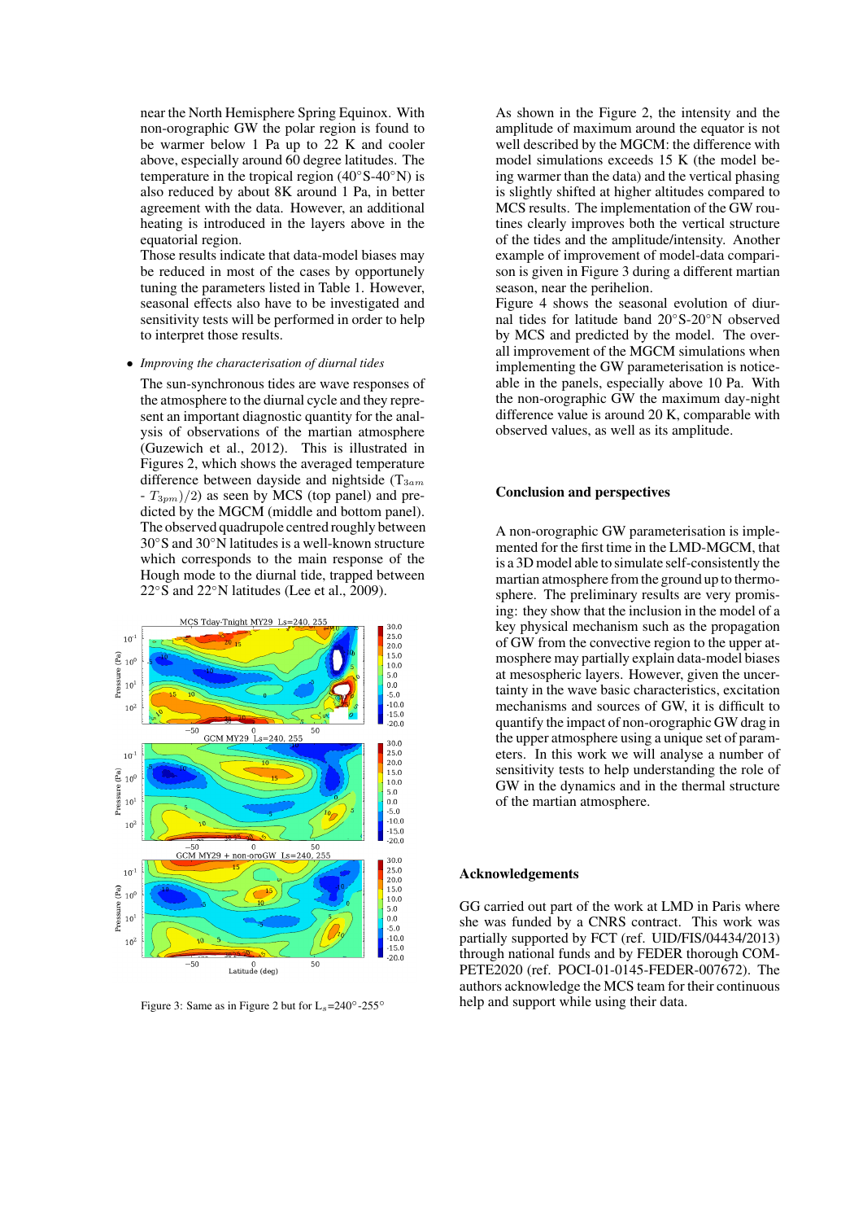near the North Hemisphere Spring Equinox. With non-orographic GW the polar region is found to be warmer below 1 Pa up to 22 K and cooler above, especially around 60 degree latitudes. The temperature in the tropical region (40°S-40°N) is also reduced by about 8K around 1 Pa, in better agreement with the data. However, an additional heating is introduced in the layers above in the equatorial region.

Those results indicate that data-model biases may be reduced in most of the cases by opportunely tuning the parameters listed in Table 1. However, seasonal effects also have to be investigated and sensitivity tests will be performed in order to help to interpret those results.

- *Improving the characterisation of diurnal tides*

  The sun-synchronous tides are wave responses of the atmosphere to the diurnal cycle and they represent an important diagnostic quantity for the analysis of observations of the martian atmosphere (Guzewich et al., 2012). This is illustrated in Figures 2, which shows the averaged temperature difference between dayside and nightside ($T_{3am}$ - $T_{3pm}$)/2) as seen by MCS (top panel) and predicted by the MGCM (middle and bottom panel). The observed quadrupole centred roughly between 30°S and 30°N latitudes is a well-known structure which corresponds to the main response of the Hough mode to the diurnal tide, trapped between 22°S and 22°N latitudes (Lee et al., 2009).

Figure 3: Same as in Figure 2 but for $L_s$=240°-255°

As shown in the Figure 2, the intensity and the amplitude of maximum around the equator is not well described by the MGCM: the difference with model simulations exceeds 15 K (the model being warmer than the data) and the vertical phasing is slightly shifted at higher altitudes compared to MCS results. The implementation of the GW routines clearly improves both the vertical structure of the tides and the amplitude/intensity. Another example of improvement of model-data comparison is given in Figure 3 during a different martian season, near the perihelion.

Figure 4 shows the seasonal evolution of diurnal tides for latitude band 20°S-20°N observed by MCS and predicted by the model. The overall improvement of the MGCM simulations when implementing the GW parameterisation is noticeable in the panels, especially above 10 Pa. With the non-orographic GW the maximum day-night difference value is around 20 K, comparable with observed values, as well as its amplitude.

## Conclusion and perspectives

A non-orographic GW parameterisation is implemented for the first time in the LMD-MGCM, that is a 3D model able to simulate self-consistently the martian atmosphere from the ground up to thermosphere. The preliminary results are very promising: they show that the inclusion in the model of a key physical mechanism such as the propagation of GW from the convective region to the upper atmosphere may partially explain data-model biases at mesospheric layers. However, given the uncertainty in the wave basic characteristics, excitation mechanisms and sources of GW, it is difficult to quantify the impact of non-orographic GW drag in the upper atmosphere using a unique set of parameters. In this work we will analyse a number of sensitivity tests to help understanding the role of GW in the dynamics and in the thermal structure of the martian atmosphere.

## Acknowledgements

GG carried out part of the work at LMD in Paris where she was funded by a CNRS contract. This work was partially supported by FCT (ref. UID/FIS/04434/2013) through national funds and by FEDER thorough COMPETE2020 (ref. POCI-01-0145-FEDER-007672). The authors acknowledge the MCS team for their continuous help and support while using their data.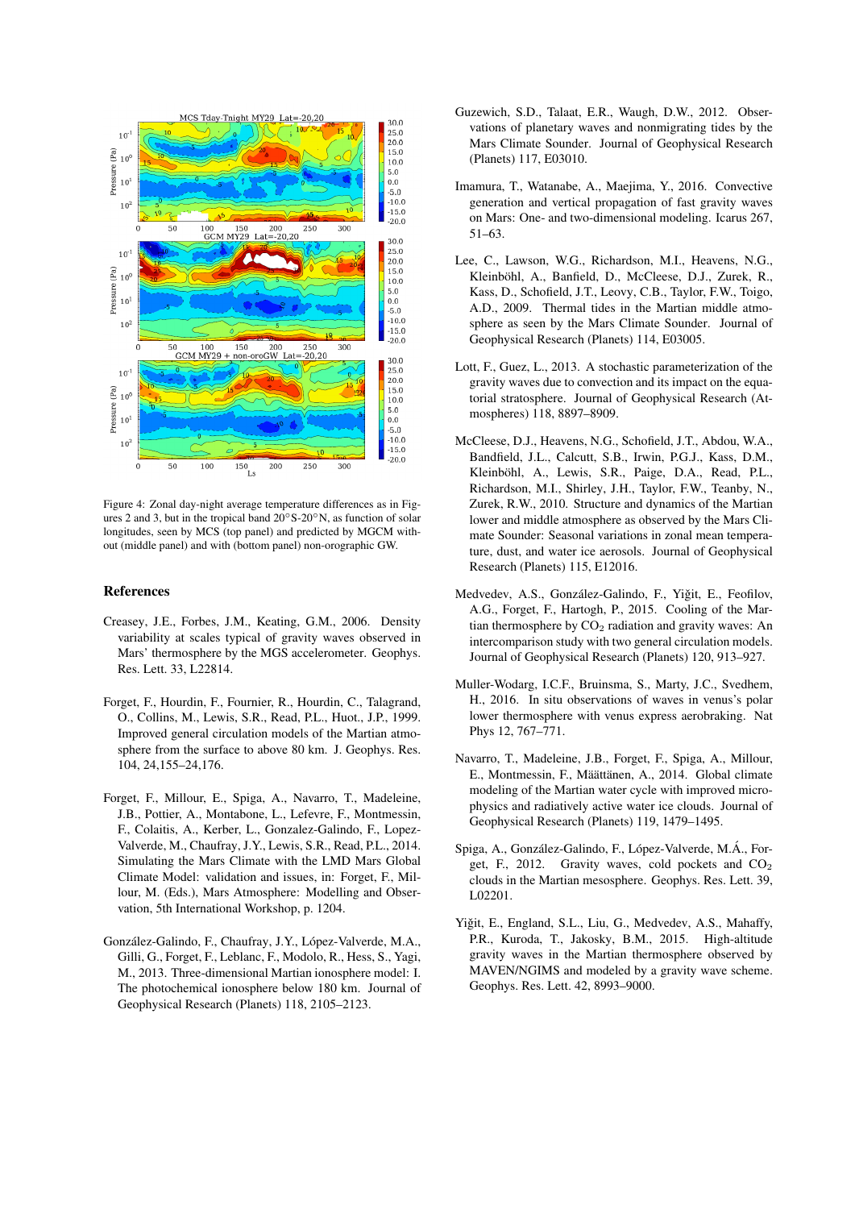MCS Tday-Tnight MY29 Lat=-20,20

GCM MY29 Lat=-20,20

GCM MY29 + non-oroGW Lat=-20,20

Pressure (Pa)

Ls

Figure 4: Zonal day-night average temperature differences as in Figures 2 and 3, but in the tropical band 20°S-20°N, as function of solar longitudes, seen by MCS (top panel) and predicted by MGCM without (middle panel) and with (bottom panel) non-orographic GW.

## References

Creasey, J.E., Forbes, J.M., Keating, G.M., 2006. Density variability at scales typical of gravity waves observed in Mars' thermosphere by the MGS accelerometer. Geophys. Res. Lett. 33, L22814.

Forget, F., Hourdin, F., Fournier, R., Hourdin, C., Talagrand, O., Collins, M., Lewis, S.R., Read, P.L., Huot., J.P., 1999. Improved general circulation models of the Martian atmosphere from the surface to above 80 km. J. Geophys. Res. 104, 24,155–24,176.

Forget, F., Millour, E., Spiga, A., Navarro, T., Madeleine, J.B., Pottier, A., Montabone, L., Lefevre, F., Montmessin, F., Colaitis, A., Kerber, L., Gonzalez-Galindo, F., Lopez-Valverde, M., Chaufray, J.Y., Lewis, S.R., Read, P.L., 2014. Simulating the Mars Climate with the LMD Mars Global Climate Model: validation and issues, in: Forget, F., Millour, M. (Eds.), Mars Atmosphere: Modelling and Observation, 5th International Workshop, p. 1204.

González-Galindo, F., Chaufray, J.Y., López-Valverde, M.A., Gilli, G., Forget, F., Leblanc, F., Modolo, R., Hess, S., Yagi, M., 2013. Three-dimensional Martian ionosphere model: I. The photochemical ionosphere below 180 km. Journal of Geophysical Research (Planets) 118, 2105–2123.

Guzewich, S.D., Talaat, E.R., Waugh, D.W., 2012. Observations of planetary waves and nonmigrating tides by the Mars Climate Sounder. Journal of Geophysical Research (Planets) 117, E03010.

Imamura, T., Watanabe, A., Maejima, Y., 2016. Convective generation and vertical propagation of fast gravity waves on Mars: One- and two-dimensional modeling. Icarus 267, 51–63.

Lee, C., Lawson, W.G., Richardson, M.I., Heavens, N.G., Kleinböhl, A., Banfield, D., McCleese, D.J., Zurek, R., Kass, D., Schofield, J.T., Leovy, C.B., Taylor, F.W., Toigo, A.D., 2009. Thermal tides in the Martian middle atmosphere as seen by the Mars Climate Sounder. Journal of Geophysical Research (Planets) 114, E03005.

Lott, F., Guez, L., 2013. A stochastic parameterization of the gravity waves due to convection and its impact on the equatorial stratosphere. Journal of Geophysical Research (Atmospheres) 118, 8897–8909.

McCleese, D.J., Heavens, N.G., Schofield, J.T., Abdou, W.A., Bandfield, J.L., Calcutt, S.B., Irwin, P.G.J., Kass, D.M., Kleinböhl, A., Lewis, S.R., Paige, D.A., Read, P.L., Richardson, M.I., Shirley, J.H., Taylor, F.W., Teanby, N., Zurek, R.W., 2010. Structure and dynamics of the Martian lower and middle atmosphere as observed by the Mars Climate Sounder: Seasonal variations in zonal mean temperature, dust, and water ice aerosols. Journal of Geophysical Research (Planets) 115, E12016.

Medvedev, A.S., González-Galindo, F., Yiğit, E., Feofilov, A.G., Forget, F., Hartogh, P., 2015. Cooling of the Martian thermosphere by $CO_2$ radiation and gravity waves: An intercomparison study with two general circulation models. Journal of Geophysical Research (Planets) 120, 913–927.

Muller-Wodarg, I.C.F., Bruinsma, S., Marty, J.C., Svedhem, H., 2016. In situ observations of waves in venus's polar lower thermosphere with venus express aerobraking. Nat Phys 12, 767–771.

Navarro, T., Madeleine, J.B., Forget, F., Spiga, A., Millour, E., Montmessin, F., Määttänen, A., 2014. Global climate modeling of the Martian water cycle with improved microphysics and radiatively active water ice clouds. Journal of Geophysical Research (Planets) 119, 1479–1495.

Spiga, A., González-Galindo, F., López-Valverde, M.Á., Forget, F., 2012. Gravity waves, cold pockets and $CO_2$ clouds in the Martian mesosphere. Geophys. Res. Lett. 39, L02201.

Yiğit, E., England, S.L., Liu, G., Medvedev, A.S., Mahaffy, P.R., Kuroda, T., Jakosky, B.M., 2015. High-altitude gravity waves in the Martian thermosphere observed by MAVEN/NGIMS and modeled by a gravity wave scheme. Geophys. Res. Lett. 42, 8993–9000.